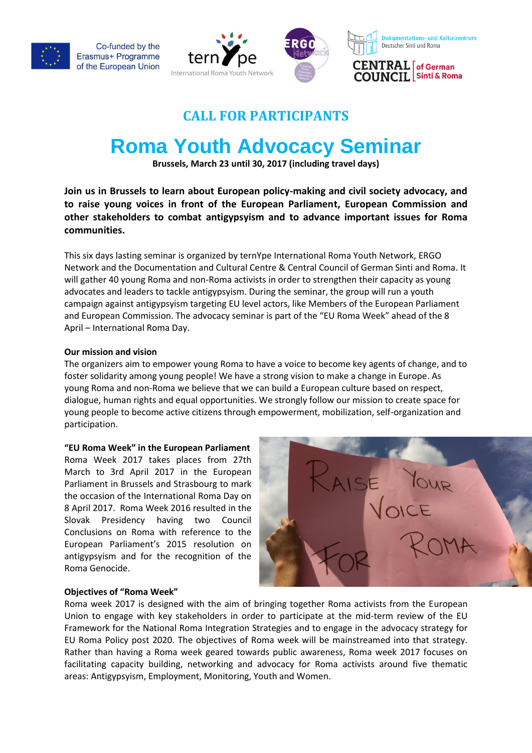Co-funded by the Erasmus+ Programme of the European Union

ternYpe International Roma Youth Network

ERGO Network

Dokumentations- und Kulturzentrum Deutscher Sinti und Roma

CENTRAL COUNCIL of German Sinti & Roma

## CALL FOR PARTICIPANTS

# Roma Youth Advocacy Seminar

**Brussels, March 23 until 30, 2017 (including travel days)**

**Join us in Brussels to learn about European policy-making and civil society advocacy, and to raise young voices in front of the European Parliament, European Commission and other stakeholders to combat antigypsyism and to advance important issues for Roma communities.**

This six days lasting seminar is organized by ternYpe International Roma Youth Network, ERGO Network and the Documentation and Cultural Centre & Central Council of German Sinti and Roma. It will gather 40 young Roma and non-Roma activists in order to strengthen their capacity as young advocates and leaders to tackle antigypsyism. During the seminar, the group will run a youth campaign against antigypsyism targeting EU level actors, like Members of the European Parliament and European Commission. The advocacy seminar is part of the "EU Roma Week" ahead of the 8 April – International Roma Day.

**Our mission and vision**

The organizers aim to empower young Roma to have a voice to become key agents of change, and to foster solidarity among young people! We have a strong vision to make a change in Europe. As young Roma and non-Roma we believe that we can build a European culture based on respect, dialogue, human rights and equal opportunities. We strongly follow our mission to create space for young people to become active citizens through empowerment, mobilization, self-organization and participation.

**"EU Roma Week" in the European Parliament**

Roma Week 2017 takes places from 27th March to 3rd April 2017 in the European Parliament in Brussels and Strasbourg to mark the occasion of the International Roma Day on 8 April 2017. Roma Week 2016 resulted in the Slovak Presidency having two Council Conclusions on Roma with reference to the European Parliament's 2015 resolution on antigypsyism and for the recognition of the Roma Genocide.

**Objectives of "Roma Week"**

Roma week 2017 is designed with the aim of bringing together Roma activists from the European Union to engage with key stakeholders in order to participate at the mid-term review of the EU Framework for the National Roma Integration Strategies and to engage in the advocacy strategy for EU Roma Policy post 2020. The objectives of Roma week will be mainstreamed into that strategy. Rather than having a Roma week geared towards public awareness, Roma week 2017 focuses on facilitating capacity building, networking and advocacy for Roma activists around five thematic areas: Antigypsyism, Employment, Monitoring, Youth and Women.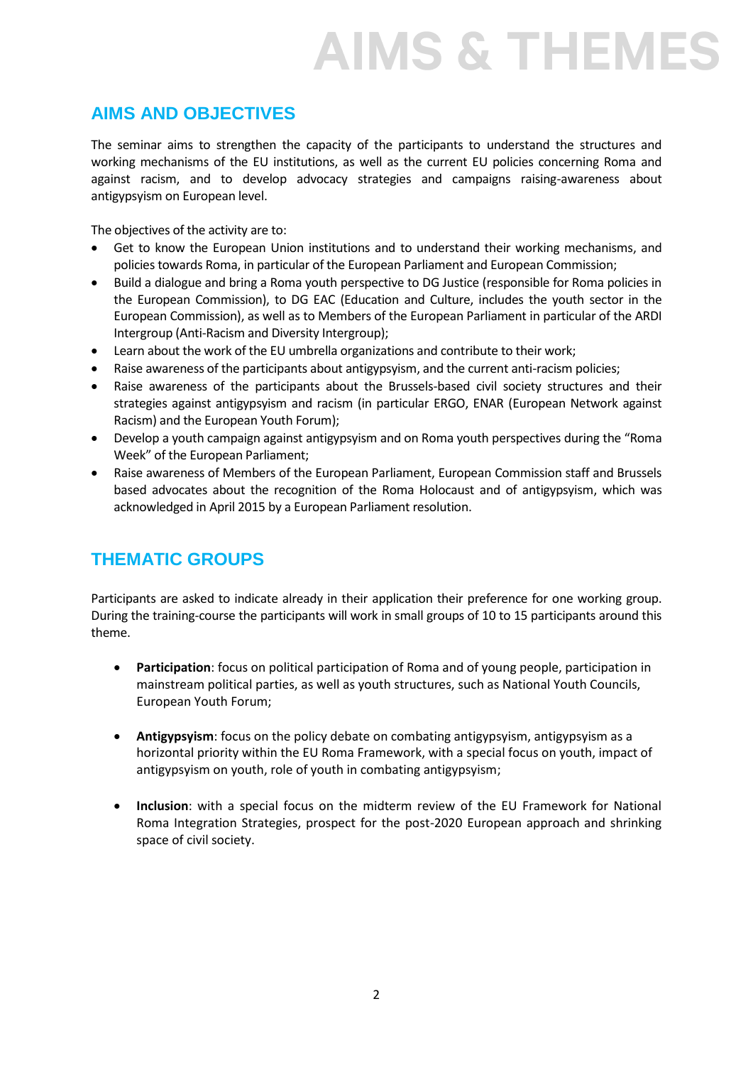# AIMS & THEMES

## AIMS AND OBJECTIVES

The seminar aims to strengthen the capacity of the participants to understand the structures and working mechanisms of the EU institutions, as well as the current EU policies concerning Roma and against racism, and to develop advocacy strategies and campaigns raising-awareness about antigypsyism on European level.

The objectives of the activity are to:

- Get to know the European Union institutions and to understand their working mechanisms, and policies towards Roma, in particular of the European Parliament and European Commission;
- Build a dialogue and bring a Roma youth perspective to DG Justice (responsible for Roma policies in the European Commission), to DG EAC (Education and Culture, includes the youth sector in the European Commission), as well as to Members of the European Parliament in particular of the ARDI Intergroup (Anti-Racism and Diversity Intergroup);
- Learn about the work of the EU umbrella organizations and contribute to their work;
- Raise awareness of the participants about antigypsyism, and the current anti-racism policies;
- Raise awareness of the participants about the Brussels-based civil society structures and their strategies against antigypsyism and racism (in particular ERGO, ENAR (European Network against Racism) and the European Youth Forum);
- Develop a youth campaign against antigypsyism and on Roma youth perspectives during the "Roma Week" of the European Parliament;
- Raise awareness of Members of the European Parliament, European Commission staff and Brussels based advocates about the recognition of the Roma Holocaust and of antigypsyism, which was acknowledged in April 2015 by a European Parliament resolution.

## THEMATIC GROUPS

Participants are asked to indicate already in their application their preference for one working group. During the training-course the participants will work in small groups of 10 to 15 participants around this theme.

- **Participation**: focus on political participation of Roma and of young people, participation in mainstream political parties, as well as youth structures, such as National Youth Councils, European Youth Forum;

- **Antigypsyism**: focus on the policy debate on combating antigypsyism, antigypsyism as a horizontal priority within the EU Roma Framework, with a special focus on youth, impact of antigypsyism on youth, role of youth in combating antigypsyism;

- **Inclusion**: with a special focus on the midterm review of the EU Framework for National Roma Integration Strategies, prospect for the post-2020 European approach and shrinking space of civil society.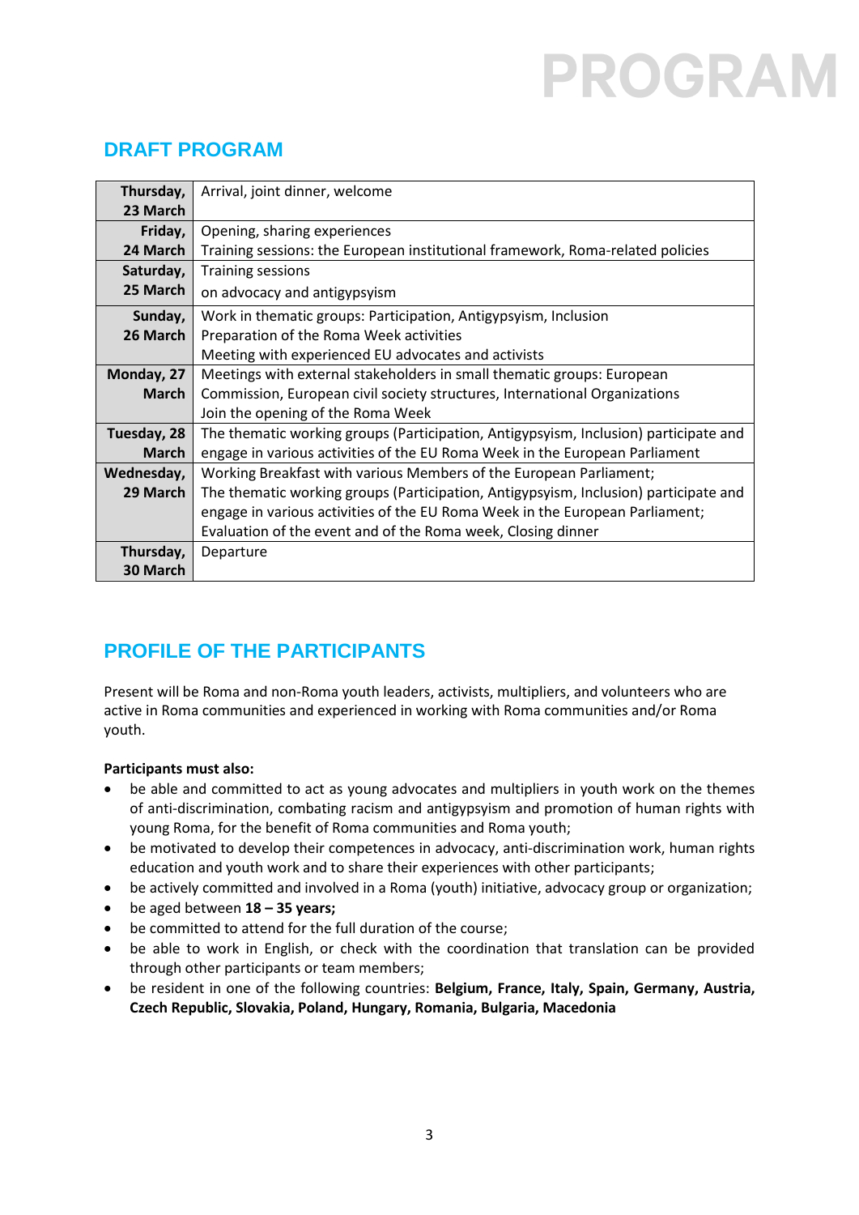# PROGRAM

## DRAFT PROGRAM

| | |
|---|---|
| **Thursday, 23 March** | Arrival, joint dinner, welcome |
| **Friday, 24 March** | Opening, sharing experiences<br>Training sessions: the European institutional framework, Roma-related policies |
| **Saturday, 25 March** | Training sessions<br>on advocacy and antigypsyism |
| **Sunday, 26 March** | Work in thematic groups: Participation, Antigypsyism, Inclusion<br>Preparation of the Roma Week activities<br>Meeting with experienced EU advocates and activists |
| **Monday, 27 March** | Meetings with external stakeholders in small thematic groups: European Commission, European civil society structures, International Organizations<br>Join the opening of the Roma Week |
| **Tuesday, 28 March** | The thematic working groups (Participation, Antigypsyism, Inclusion) participate and engage in various activities of the EU Roma Week in the European Parliament |
| **Wednesday, 29 March** | Working Breakfast with various Members of the European Parliament;<br>The thematic working groups (Participation, Antigypsyism, Inclusion) participate and engage in various activities of the EU Roma Week in the European Parliament;<br>Evaluation of the event and of the Roma week, Closing dinner |
| **Thursday, 30 March** | Departure |

## PROFILE OF THE PARTICIPANTS

Present will be Roma and non-Roma youth leaders, activists, multipliers, and volunteers who are active in Roma communities and experienced in working with Roma communities and/or Roma youth.

**Participants must also:**

- be able and committed to act as young advocates and multipliers in youth work on the themes of anti-discrimination, combating racism and antigypsyism and promotion of human rights with young Roma, for the benefit of Roma communities and Roma youth;
- be motivated to develop their competences in advocacy, anti-discrimination work, human rights education and youth work and to share their experiences with other participants;
- be actively committed and involved in a Roma (youth) initiative, advocacy group or organization;
- be aged between **18 – 35 years;**
- be committed to attend for the full duration of the course;
- be able to work in English, or check with the coordination that translation can be provided through other participants or team members;
- be resident in one of the following countries: **Belgium, France, Italy, Spain, Germany, Austria, Czech Republic, Slovakia, Poland, Hungary, Romania, Bulgaria, Macedonia**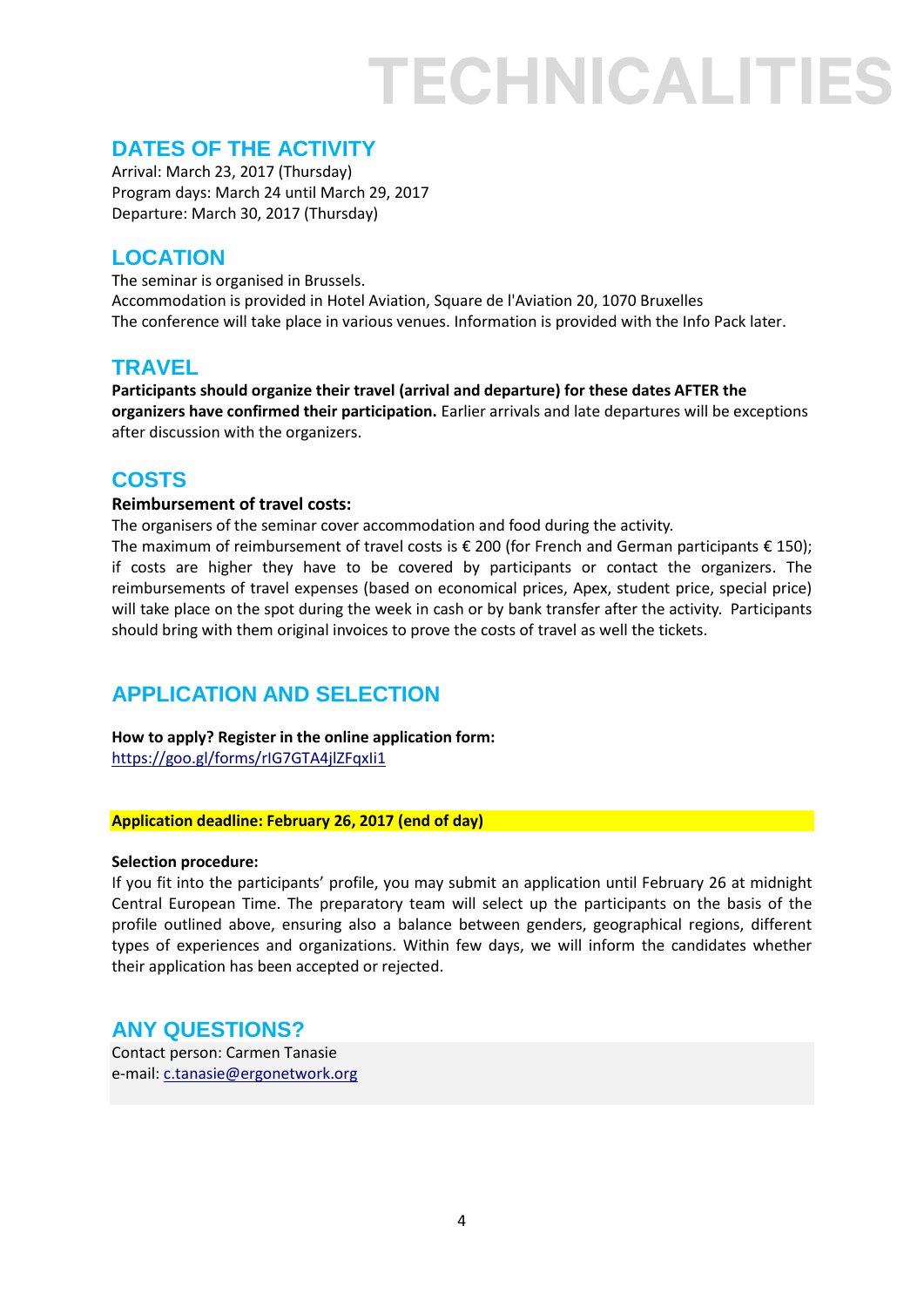# TECHNICALITIES

## DATES OF THE ACTIVITY

Arrival: March 23, 2017 (Thursday)
Program days: March 24 until March 29, 2017
Departure: March 30, 2017 (Thursday)

## LOCATION

The seminar is organised in Brussels.
Accommodation is provided in Hotel Aviation, Square de l'Aviation 20, 1070 Bruxelles
The conference will take place in various venues. Information is provided with the Info Pack later.

## TRAVEL

**Participants should organize their travel (arrival and departure) for these dates AFTER the organizers have confirmed their participation.** Earlier arrivals and late departures will be exceptions after discussion with the organizers.

## COSTS

**Reimbursement of travel costs:**

The organisers of the seminar cover accommodation and food during the activity.
The maximum of reimbursement of travel costs is € 200 (for French and German participants € 150); if costs are higher they have to be covered by participants or contact the organizers. The reimbursements of travel expenses (based on economical prices, Apex, student price, special price) will take place on the spot during the week in cash or by bank transfer after the activity. Participants should bring with them original invoices to prove the costs of travel as well the tickets.

## APPLICATION AND SELECTION

**How to apply? Register in the online application form:**
https://goo.gl/forms/rIG7GTA4jlZFqxIi1

**Application deadline: February 26, 2017 (end of day)**

**Selection procedure:**

If you fit into the participants' profile, you may submit an application until February 26 at midnight Central European Time. The preparatory team will select up the participants on the basis of the profile outlined above, ensuring also a balance between genders, geographical regions, different types of experiences and organizations. Within few days, we will inform the candidates whether their application has been accepted or rejected.

## ANY QUESTIONS?

Contact person: Carmen Tanasie
e-mail: c.tanasie@ergonetwork.org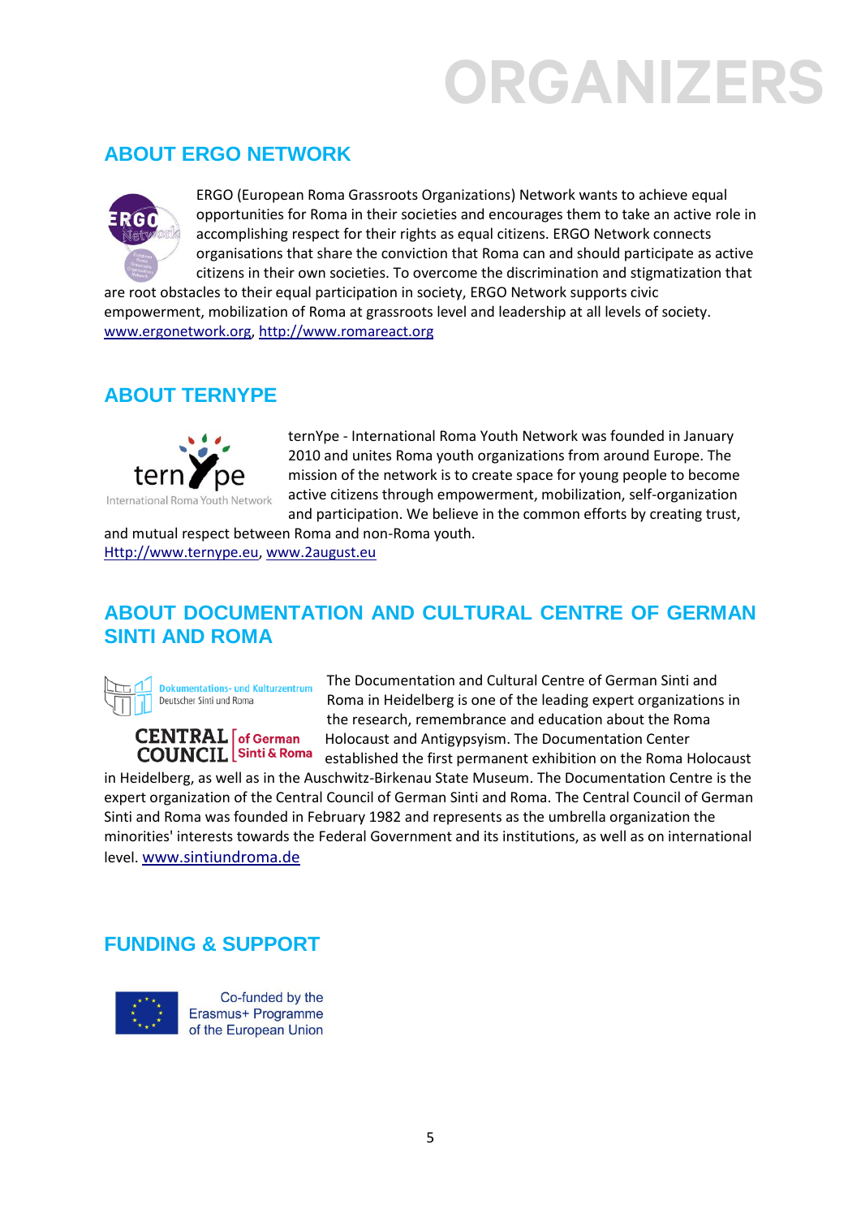# ORGANIZERS

## ABOUT ERGO NETWORK

ERGO (European Roma Grassroots Organizations) Network wants to achieve equal opportunities for Roma in their societies and encourages them to take an active role in accomplishing respect for their rights as equal citizens. ERGO Network connects organisations that share the conviction that Roma can and should participate as active citizens in their own societies. To overcome the discrimination and stigmatization that are root obstacles to their equal participation in society, ERGO Network supports civic empowerment, mobilization of Roma at grassroots level and leadership at all levels of society. www.ergonetwork.org, http://www.romareact.org

## ABOUT TERNYPE

ternYpe - International Roma Youth Network was founded in January 2010 and unites Roma youth organizations from around Europe. The mission of the network is to create space for young people to become active citizens through empowerment, mobilization, self-organization and participation. We believe in the common efforts by creating trust, and mutual respect between Roma and non-Roma youth.
Http://www.ternype.eu, www.2august.eu

## ABOUT DOCUMENTATION AND CULTURAL CENTRE OF GERMAN SINTI AND ROMA

The Documentation and Cultural Centre of German Sinti and Roma in Heidelberg is one of the leading expert organizations in the research, remembrance and education about the Roma Holocaust and Antigypsyism. The Documentation Center established the first permanent exhibition on the Roma Holocaust in Heidelberg, as well as in the Auschwitz-Birkenau State Museum. The Documentation Centre is the expert organization of the Central Council of German Sinti and Roma. The Central Council of German Sinti and Roma was founded in February 1982 and represents as the umbrella organization the minorities' interests towards the Federal Government and its institutions, as well as on international level. www.sintiundroma.de

## FUNDING & SUPPORT

Co-funded by the Erasmus+ Programme of the European Union